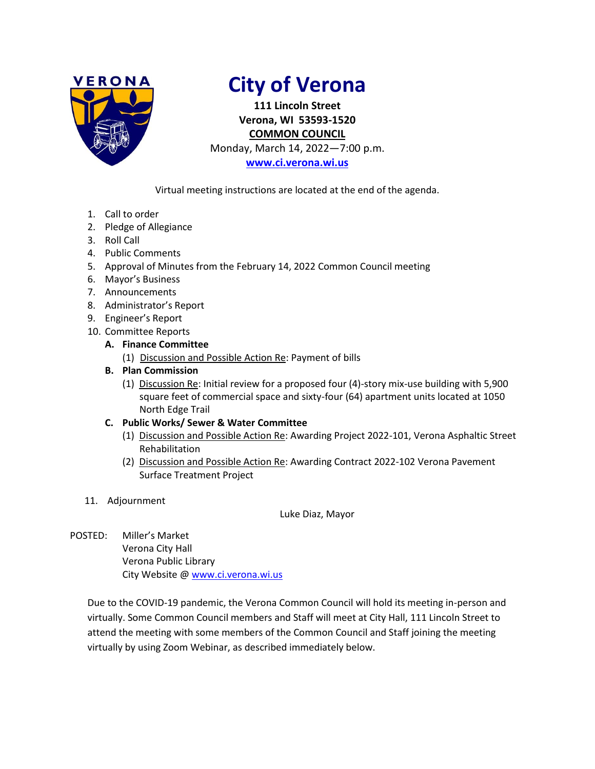# City of Verona

**111 Lincoln Street**
**Verona, WI 53593-1520**
**COMMON COUNCIL**
Monday, March 14, 2022—7:00 p.m.
**www.ci.verona.wi.us**

Virtual meeting instructions are located at the end of the agenda.

1. Call to order
2. Pledge of Allegiance
3. Roll Call
4. Public Comments
5. Approval of Minutes from the February 14, 2022 Common Council meeting
6. Mayor's Business
7. Announcements
8. Administrator's Report
9. Engineer's Report
10. Committee Reports
    - **A. Finance Committee**
        - (1) Discussion and Possible Action Re: Payment of bills
    - **B. Plan Commission**
        - (1) Discussion Re: Initial review for a proposed four (4)-story mix-use building with 5,900 square feet of commercial space and sixty-four (64) apartment units located at 1050 North Edge Trail
    - **C. Public Works/ Sewer & Water Committee**
        - (1) Discussion and Possible Action Re: Awarding Project 2022-101, Verona Asphaltic Street Rehabilitation
        - (2) Discussion and Possible Action Re: Awarding Contract 2022-102 Verona Pavement Surface Treatment Project
11. Adjournment

Luke Diaz, Mayor

POSTED:
Miller's Market
Verona City Hall
Verona Public Library
City Website @ www.ci.verona.wi.us

Due to the COVID-19 pandemic, the Verona Common Council will hold its meeting in-person and virtually. Some Common Council members and Staff will meet at City Hall, 111 Lincoln Street to attend the meeting with some members of the Common Council and Staff joining the meeting virtually by using Zoom Webinar, as described immediately below.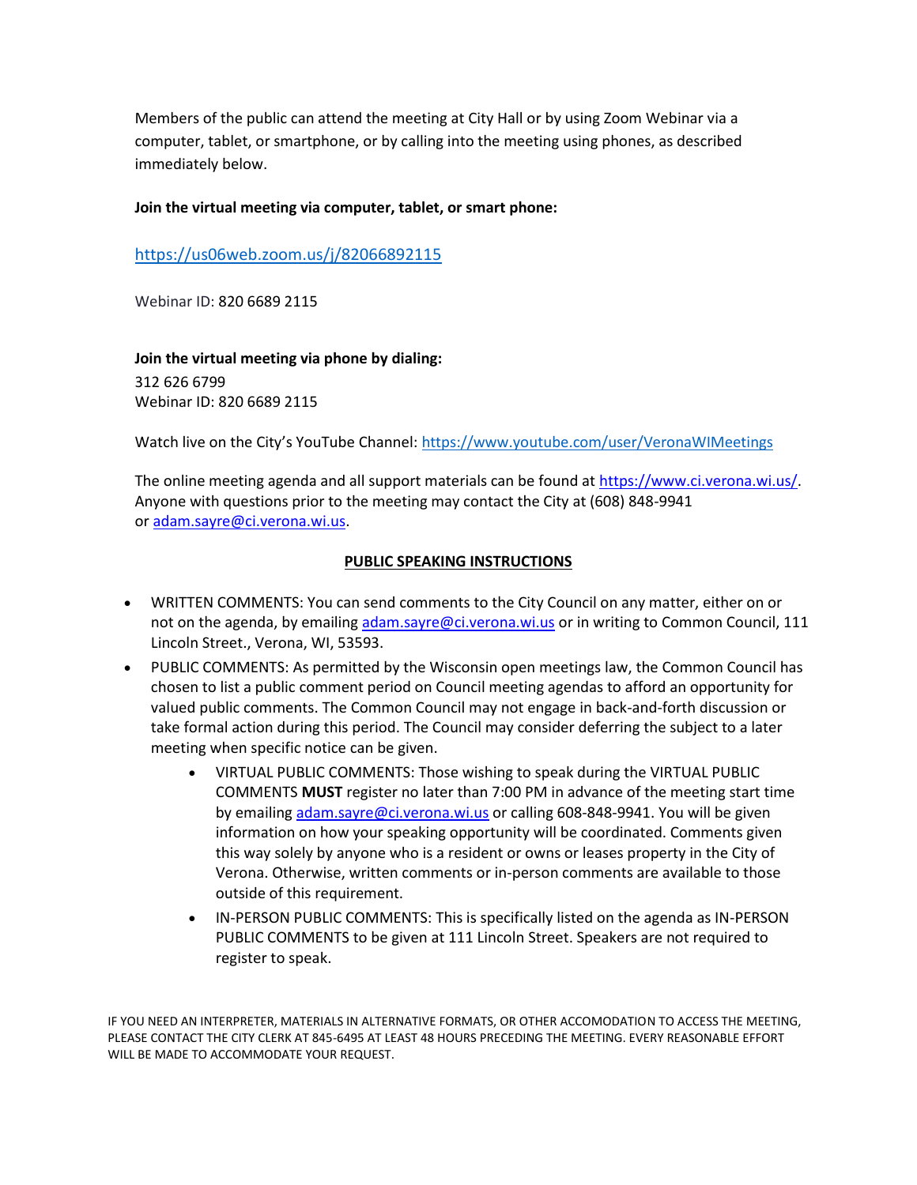Members of the public can attend the meeting at City Hall or by using Zoom Webinar via a computer, tablet, or smartphone, or by calling into the meeting using phones, as described immediately below.

**Join the virtual meeting via computer, tablet, or smart phone:**

https://us06web.zoom.us/j/82066892115

Webinar ID: 820 6689 2115

**Join the virtual meeting via phone by dialing:**

312 626 6799
Webinar ID: 820 6689 2115

Watch live on the City's YouTube Channel: https://www.youtube.com/user/VeronaWIMeetings

The online meeting agenda and all support materials can be found at https://www.ci.verona.wi.us/. Anyone with questions prior to the meeting may contact the City at (608) 848-9941 or adam.sayre@ci.verona.wi.us.

**PUBLIC SPEAKING INSTRUCTIONS**

- WRITTEN COMMENTS: You can send comments to the City Council on any matter, either on or not on the agenda, by emailing adam.sayre@ci.verona.wi.us or in writing to Common Council, 111 Lincoln Street., Verona, WI, 53593.
- PUBLIC COMMENTS: As permitted by the Wisconsin open meetings law, the Common Council has chosen to list a public comment period on Council meeting agendas to afford an opportunity for valued public comments. The Common Council may not engage in back-and-forth discussion or take formal action during this period. The Council may consider deferring the subject to a later meeting when specific notice can be given.
    - VIRTUAL PUBLIC COMMENTS: Those wishing to speak during the VIRTUAL PUBLIC COMMENTS **MUST** register no later than 7:00 PM in advance of the meeting start time by emailing adam.sayre@ci.verona.wi.us or calling 608-848-9941. You will be given information on how your speaking opportunity will be coordinated. Comments given this way solely by anyone who is a resident or owns or leases property in the City of Verona. Otherwise, written comments or in-person comments are available to those outside of this requirement.
    - IN-PERSON PUBLIC COMMENTS: This is specifically listed on the agenda as IN-PERSON PUBLIC COMMENTS to be given at 111 Lincoln Street. Speakers are not required to register to speak.

IF YOU NEED AN INTERPRETER, MATERIALS IN ALTERNATIVE FORMATS, OR OTHER ACCOMODATION TO ACCESS THE MEETING, PLEASE CONTACT THE CITY CLERK AT 845-6495 AT LEAST 48 HOURS PRECEDING THE MEETING. EVERY REASONABLE EFFORT WILL BE MADE TO ACCOMMODATE YOUR REQUEST.